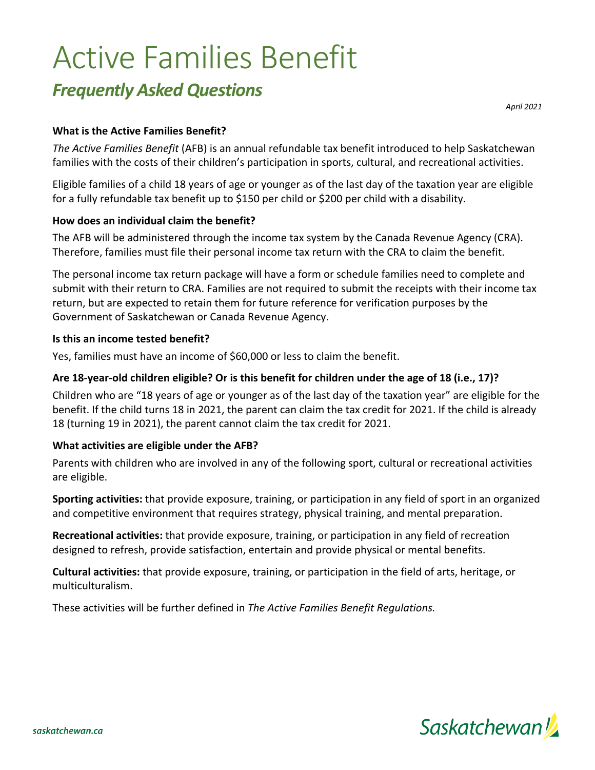# Active Families Benefit

## *Frequently Asked Questions*

*April 2021*

**What is the Active Families Benefit?**

*The Active Families Benefit* (AFB) is an annual refundable tax benefit introduced to help Saskatchewan families with the costs of their children's participation in sports, cultural, and recreational activities.

Eligible families of a child 18 years of age or younger as of the last day of the taxation year are eligible for a fully refundable tax benefit up to $150 per child or $200 per child with a disability.

**How does an individual claim the benefit?**

The AFB will be administered through the income tax system by the Canada Revenue Agency (CRA). Therefore, families must file their personal income tax return with the CRA to claim the benefit.

The personal income tax return package will have a form or schedule families need to complete and submit with their return to CRA. Families are not required to submit the receipts with their income tax return, but are expected to retain them for future reference for verification purposes by the Government of Saskatchewan or Canada Revenue Agency.

**Is this an income tested benefit?**

Yes, families must have an income of $60,000 or less to claim the benefit.

**Are 18-year-old children eligible? Or is this benefit for children under the age of 18 (i.e., 17)?**

Children who are "18 years of age or younger as of the last day of the taxation year" are eligible for the benefit. If the child turns 18 in 2021, the parent can claim the tax credit for 2021. If the child is already 18 (turning 19 in 2021), the parent cannot claim the tax credit for 2021.

**What activities are eligible under the AFB?**

Parents with children who are involved in any of the following sport, cultural or recreational activities are eligible.

**Sporting activities:** that provide exposure, training, or participation in any field of sport in an organized and competitive environment that requires strategy, physical training, and mental preparation.

**Recreational activities:** that provide exposure, training, or participation in any field of recreation designed to refresh, provide satisfaction, entertain and provide physical or mental benefits.

**Cultural activities:** that provide exposure, training, or participation in the field of arts, heritage, or multiculturalism.

These activities will be further defined in *The Active Families Benefit Regulations.*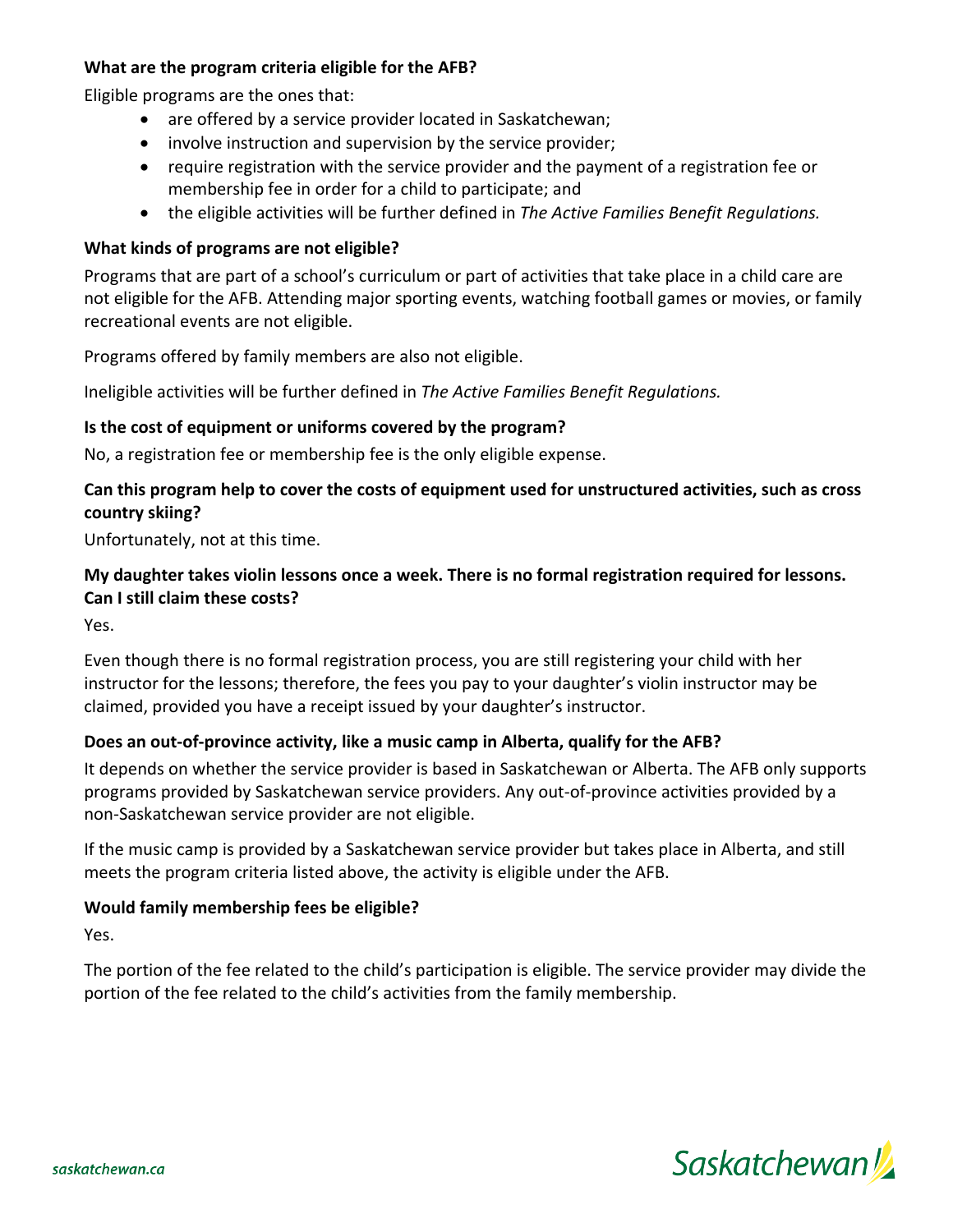**What are the program criteria eligible for the AFB?**

Eligible programs are the ones that:

- are offered by a service provider located in Saskatchewan;
- involve instruction and supervision by the service provider;
- require registration with the service provider and the payment of a registration fee or membership fee in order for a child to participate; and
- the eligible activities will be further defined in *The Active Families Benefit Regulations.*

**What kinds of programs are not eligible?**

Programs that are part of a school's curriculum or part of activities that take place in a child care are not eligible for the AFB. Attending major sporting events, watching football games or movies, or family recreational events are not eligible.

Programs offered by family members are also not eligible.

Ineligible activities will be further defined in *The Active Families Benefit Regulations.*

**Is the cost of equipment or uniforms covered by the program?**

No, a registration fee or membership fee is the only eligible expense.

**Can this program help to cover the costs of equipment used for unstructured activities, such as cross country skiing?**

Unfortunately, not at this time.

**My daughter takes violin lessons once a week. There is no formal registration required for lessons. Can I still claim these costs?**

Yes.

Even though there is no formal registration process, you are still registering your child with her instructor for the lessons; therefore, the fees you pay to your daughter's violin instructor may be claimed, provided you have a receipt issued by your daughter's instructor.

**Does an out-of-province activity, like a music camp in Alberta, qualify for the AFB?**

It depends on whether the service provider is based in Saskatchewan or Alberta. The AFB only supports programs provided by Saskatchewan service providers. Any out-of-province activities provided by a non-Saskatchewan service provider are not eligible.

If the music camp is provided by a Saskatchewan service provider but takes place in Alberta, and still meets the program criteria listed above, the activity is eligible under the AFB.

**Would family membership fees be eligible?**

Yes.

The portion of the fee related to the child's participation is eligible. The service provider may divide the portion of the fee related to the child's activities from the family membership.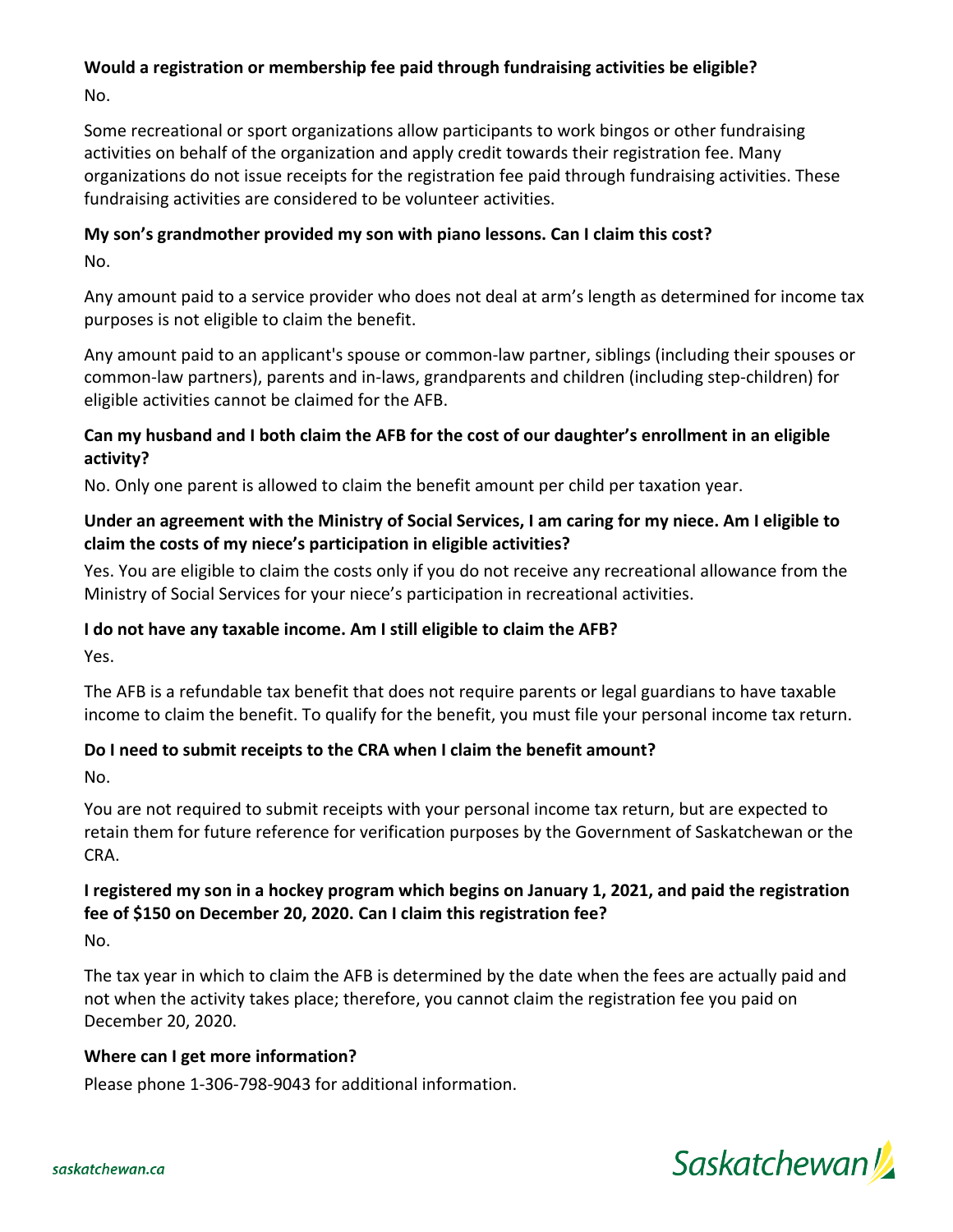**Would a registration or membership fee paid through fundraising activities be eligible?**

No.

Some recreational or sport organizations allow participants to work bingos or other fundraising activities on behalf of the organization and apply credit towards their registration fee. Many organizations do not issue receipts for the registration fee paid through fundraising activities. These fundraising activities are considered to be volunteer activities.

**My son's grandmother provided my son with piano lessons. Can I claim this cost?**

No.

Any amount paid to a service provider who does not deal at arm's length as determined for income tax purposes is not eligible to claim the benefit.

Any amount paid to an applicant's spouse or common-law partner, siblings (including their spouses or common-law partners), parents and in-laws, grandparents and children (including step-children) for eligible activities cannot be claimed for the AFB.

**Can my husband and I both claim the AFB for the cost of our daughter's enrollment in an eligible activity?**

No. Only one parent is allowed to claim the benefit amount per child per taxation year.

**Under an agreement with the Ministry of Social Services, I am caring for my niece. Am I eligible to claim the costs of my niece's participation in eligible activities?**

Yes. You are eligible to claim the costs only if you do not receive any recreational allowance from the Ministry of Social Services for your niece's participation in recreational activities.

**I do not have any taxable income. Am I still eligible to claim the AFB?**

Yes.

The AFB is a refundable tax benefit that does not require parents or legal guardians to have taxable income to claim the benefit. To qualify for the benefit, you must file your personal income tax return.

**Do I need to submit receipts to the CRA when I claim the benefit amount?**

No.

You are not required to submit receipts with your personal income tax return, but are expected to retain them for future reference for verification purposes by the Government of Saskatchewan or the CRA.

**I registered my son in a hockey program which begins on January 1, 2021, and paid the registration fee of $150 on December 20, 2020. Can I claim this registration fee?**

No.

The tax year in which to claim the AFB is determined by the date when the fees are actually paid and not when the activity takes place; therefore, you cannot claim the registration fee you paid on December 20, 2020.

**Where can I get more information?**

Please phone 1-306-798-9043 for additional information.